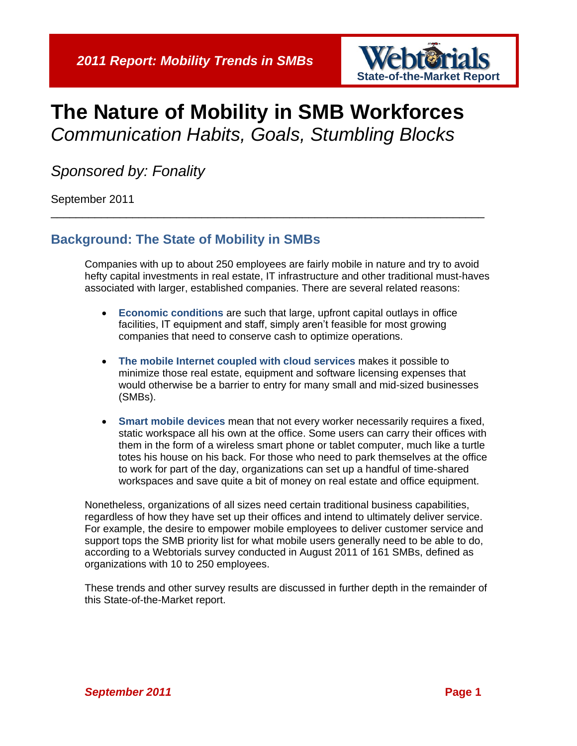2011 Report: Mobility Trends in SMBs

Webtorials State-of-the-Market Report

# The Nature of Mobility in SMB Workforces

*Communication Habits, Goals, Stumbling Blocks*

*Sponsored by: Fonality*

September 2011

---

## Background: The State of Mobility in SMBs

Companies with up to about 250 employees are fairly mobile in nature and try to avoid hefty capital investments in real estate, IT infrastructure and other traditional must-haves associated with larger, established companies. There are several related reasons:

- **Economic conditions** are such that large, upfront capital outlays in office facilities, IT equipment and staff, simply aren't feasible for most growing companies that need to conserve cash to optimize operations.

- **The mobile Internet coupled with cloud services** makes it possible to minimize those real estate, equipment and software licensing expenses that would otherwise be a barrier to entry for many small and mid-sized businesses (SMBs).

- **Smart mobile devices** mean that not every worker necessarily requires a fixed, static workspace all his own at the office. Some users can carry their offices with them in the form of a wireless smart phone or tablet computer, much like a turtle totes his house on his back. For those who need to park themselves at the office to work for part of the day, organizations can set up a handful of time-shared workspaces and save quite a bit of money on real estate and office equipment.

Nonetheless, organizations of all sizes need certain traditional business capabilities, regardless of how they have set up their offices and intend to ultimately deliver service. For example, the desire to empower mobile employees to deliver customer service and support tops the SMB priority list for what mobile users generally need to be able to do, according to a Webtorials survey conducted in August 2011 of 161 SMBs, defined as organizations with 10 to 250 employees.

These trends and other survey results are discussed in further depth in the remainder of this State-of-the-Market report.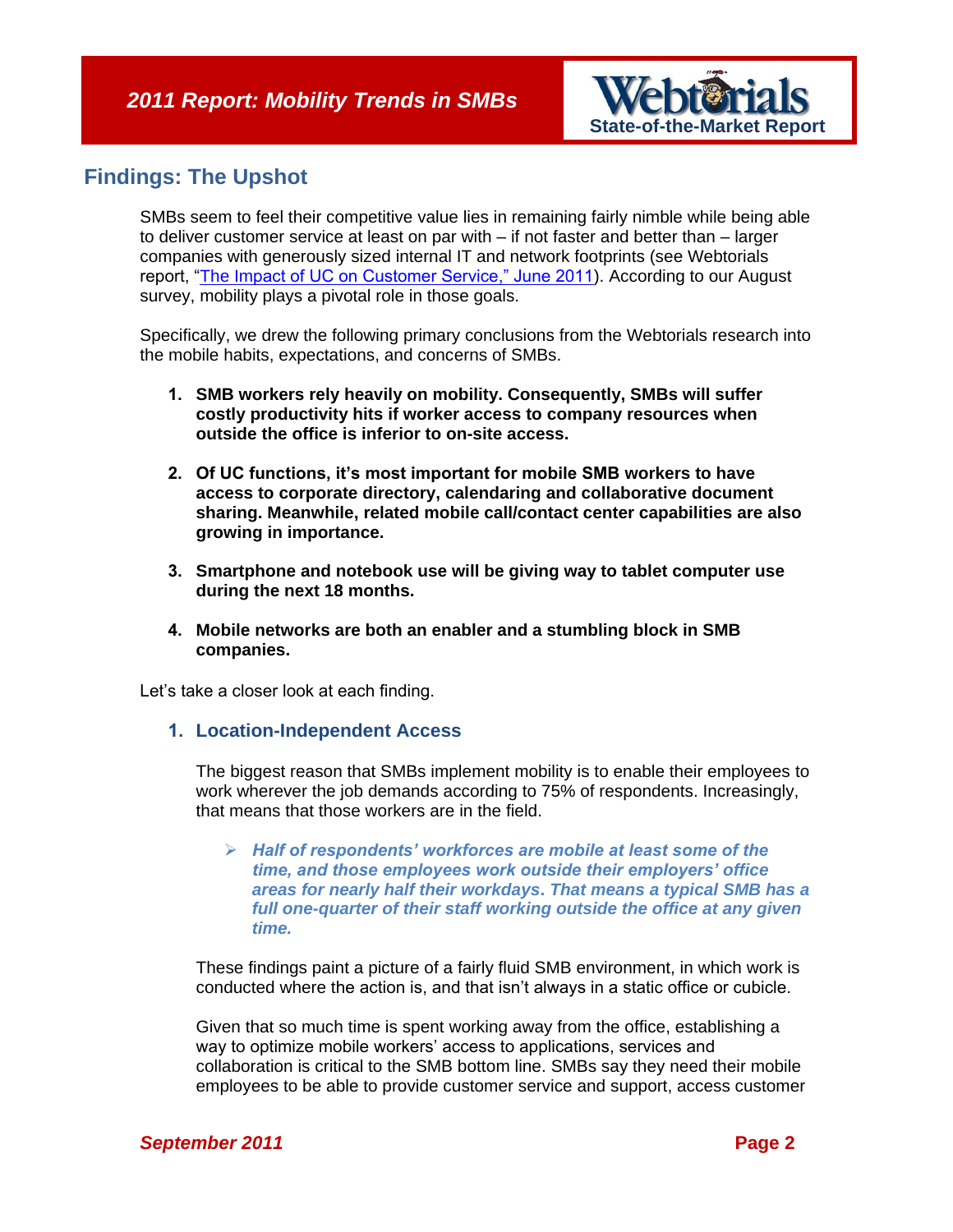## Findings: The Upshot

SMBs seem to feel their competitive value lies in remaining fairly nimble while being able to deliver customer service at least on par with – if not faster and better than – larger companies with generously sized internal IT and network footprints (see Webtorials report, "The Impact of UC on Customer Service," June 2011). According to our August survey, mobility plays a pivotal role in those goals.

Specifically, we drew the following primary conclusions from the Webtorials research into the mobile habits, expectations, and concerns of SMBs.

1. **SMB workers rely heavily on mobility. Consequently, SMBs will suffer costly productivity hits if worker access to company resources when outside the office is inferior to on-site access.**

2. **Of UC functions, it's most important for mobile SMB workers to have access to corporate directory, calendaring and collaborative document sharing. Meanwhile, related mobile call/contact center capabilities are also growing in importance.**

3. **Smartphone and notebook use will be giving way to tablet computer use during the next 18 months.**

4. **Mobile networks are both an enabler and a stumbling block in SMB companies.**

Let's take a closer look at each finding.

### 1. Location-Independent Access

The biggest reason that SMBs implement mobility is to enable their employees to work wherever the job demands according to 75% of respondents. Increasingly, that means that those workers are in the field.

- ***Half of respondents' workforces are mobile at least some of the time, and those employees work outside their employers' office areas for nearly half their workdays. That means a typical SMB has a full one-quarter of their staff working outside the office at any given time.***

These findings paint a picture of a fairly fluid SMB environment, in which work is conducted where the action is, and that isn't always in a static office or cubicle.

Given that so much time is spent working away from the office, establishing a way to optimize mobile workers' access to applications, services and collaboration is critical to the SMB bottom line. SMBs say they need their mobile employees to be able to provide customer service and support, access customer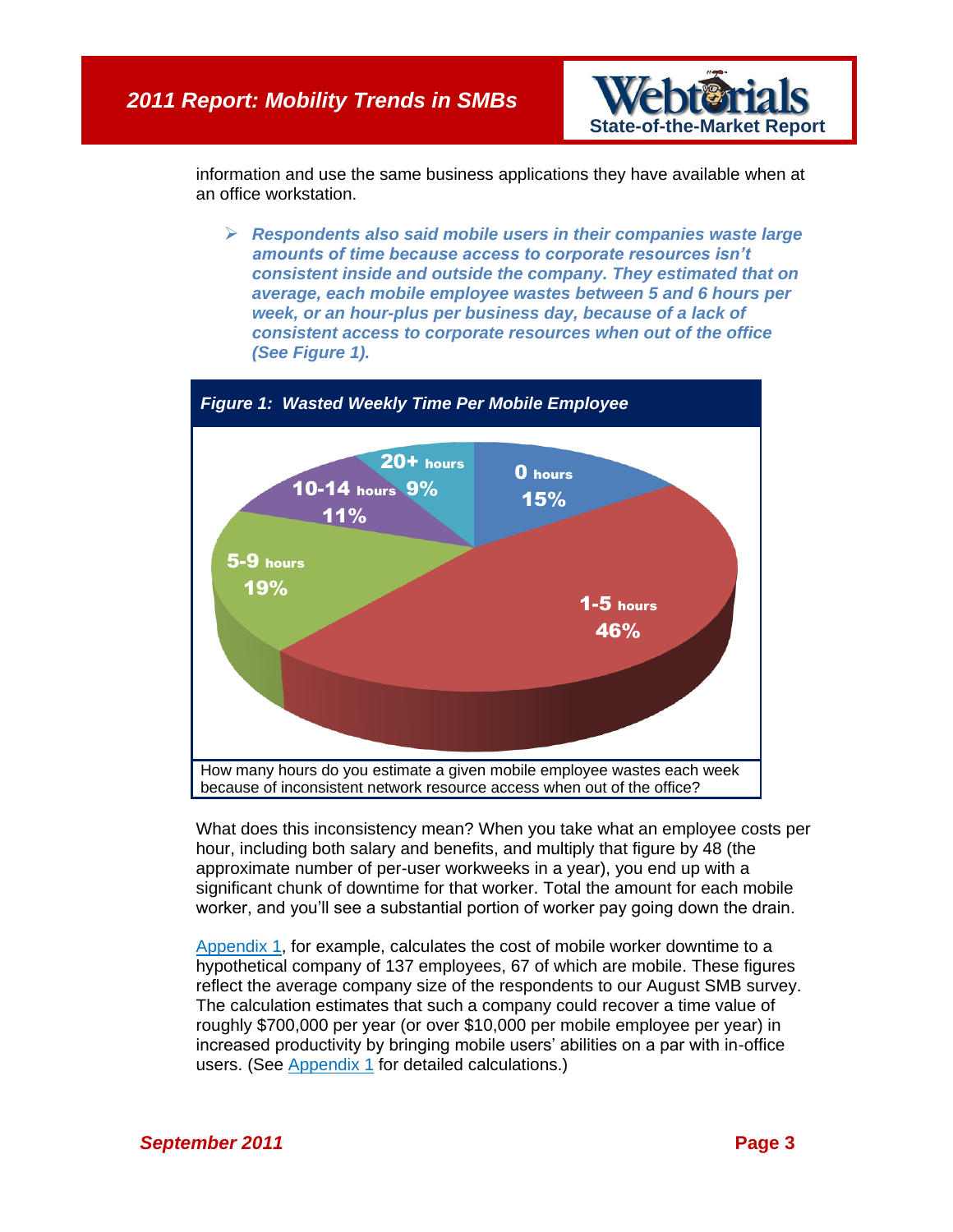information and use the same business applications they have available when at an office workstation.

- ***Respondents also said mobile users in their companies waste large amounts of time because access to corporate resources isn't consistent inside and outside the company. They estimated that on average, each mobile employee wastes between 5 and 6 hours per week, or an hour-plus per business day, because of a lack of consistent access to corporate resources when out of the office (See Figure 1).***

***Figure 1: Wasted Weekly Time Per Mobile Employee***

| Hours wasted per week | Percentage |
|---|---|
| 0 hours | 15% |
| 1-5 hours | 46% |
| 5-9 hours | 19% |
| 10-14 hours | 11% |
| 20+ hours | 9% |

How many hours do you estimate a given mobile employee wastes each week because of inconsistent network resource access when out of the office?

What does this inconsistency mean? When you take what an employee costs per hour, including both salary and benefits, and multiply that figure by 48 (the approximate number of per-user workweeks in a year), you end up with a significant chunk of downtime for that worker. Total the amount for each mobile worker, and you'll see a substantial portion of worker pay going down the drain.

Appendix 1, for example, calculates the cost of mobile worker downtime to a hypothetical company of 137 employees, 67 of which are mobile. These figures reflect the average company size of the respondents to our August SMB survey. The calculation estimates that such a company could recover a time value of roughly $700,000 per year (or over $10,000 per mobile employee per year) in increased productivity by bringing mobile users' abilities on a par with in-office users. (See Appendix 1 for detailed calculations.)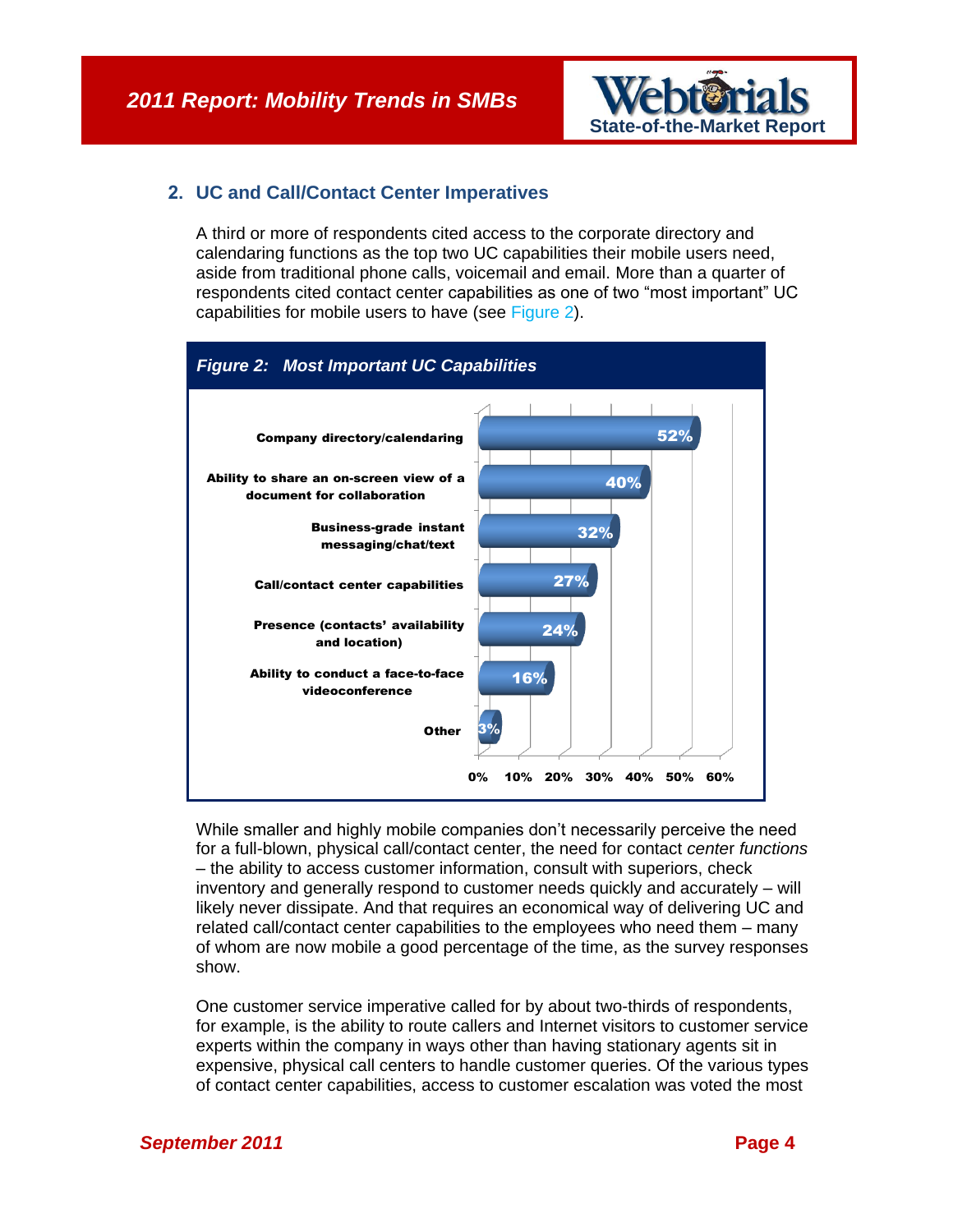## 2. UC and Call/Contact Center Imperatives

A third or more of respondents cited access to the corporate directory and calendaring functions as the top two UC capabilities their mobile users need, aside from traditional phone calls, voicemail and email. More than a quarter of respondents cited contact center capabilities as one of two "most important" UC capabilities for mobile users to have (see Figure 2).

***Figure 2: Most Important UC Capabilities***

| Capability | Percentage |
|---|---|
| Company directory/calendaring | 52% |
| Ability to share an on-screen view of a document for collaboration | 40% |
| Business-grade instant messaging/chat/text | 32% |
| Call/contact center capabilities | 27% |
| Presence (contacts' availability and location) | 24% |
| Ability to conduct a face-to-face videoconference | 16% |
| Other | 3% |

While smaller and highly mobile companies don't necessarily perceive the need for a full-blown, physical call/contact center, the need for contact *center functions* – the ability to access customer information, consult with superiors, check inventory and generally respond to customer needs quickly and accurately – will likely never dissipate. And that requires an economical way of delivering UC and related call/contact center capabilities to the employees who need them – many of whom are now mobile a good percentage of the time, as the survey responses show.

One customer service imperative called for by about two-thirds of respondents, for example, is the ability to route callers and Internet visitors to customer service experts within the company in ways other than having stationary agents sit in expensive, physical call centers to handle customer queries. Of the various types of contact center capabilities, access to customer escalation was voted the most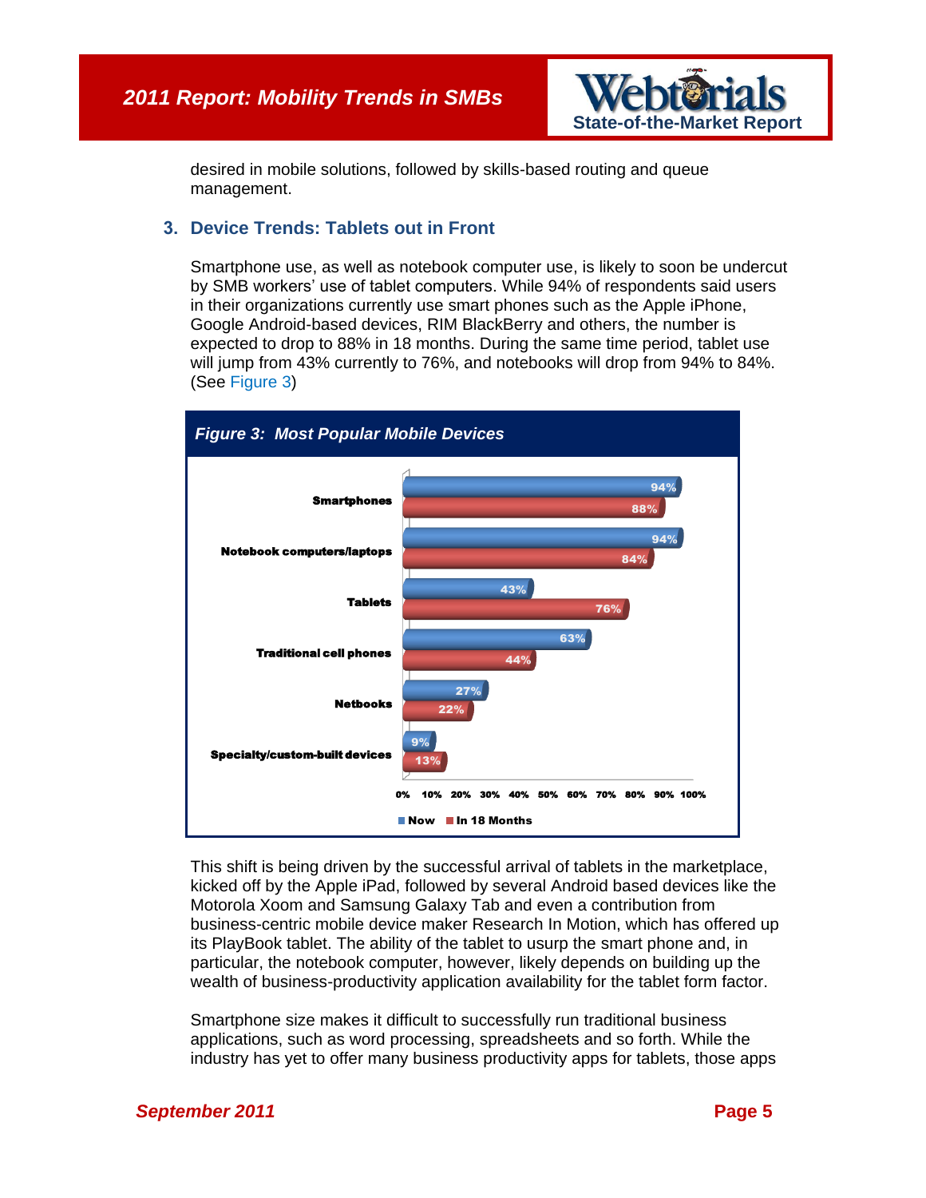desired in mobile solutions, followed by skills-based routing and queue management.

## 3. Device Trends: Tablets out in Front

Smartphone use, as well as notebook computer use, is likely to soon be undercut by SMB workers' use of tablet computers. While 94% of respondents said users in their organizations currently use smart phones such as the Apple iPhone, Google Android-based devices, RIM BlackBerry and others, the number is expected to drop to 88% in 18 months. During the same time period, tablet use will jump from 43% currently to 76%, and notebooks will drop from 94% to 84%. (See Figure 3)

***Figure 3: Most Popular Mobile Devices***

| Device | Now | In 18 Months |
|---|---|---|
| Smartphones | 94% | 88% |
| Notebook computers/laptops | 94% | 84% |
| Tablets | 43% | 76% |
| Traditional cell phones | 63% | 44% |
| Netbooks | 27% | 22% |
| Specialty/custom-built devices | 9% | 13% |

This shift is being driven by the successful arrival of tablets in the marketplace, kicked off by the Apple iPad, followed by several Android based devices like the Motorola Xoom and Samsung Galaxy Tab and even a contribution from business-centric mobile device maker Research In Motion, which has offered up its PlayBook tablet. The ability of the tablet to usurp the smart phone and, in particular, the notebook computer, however, likely depends on building up the wealth of business-productivity application availability for the tablet form factor.

Smartphone size makes it difficult to successfully run traditional business applications, such as word processing, spreadsheets and so forth. While the industry has yet to offer many business productivity apps for tablets, those apps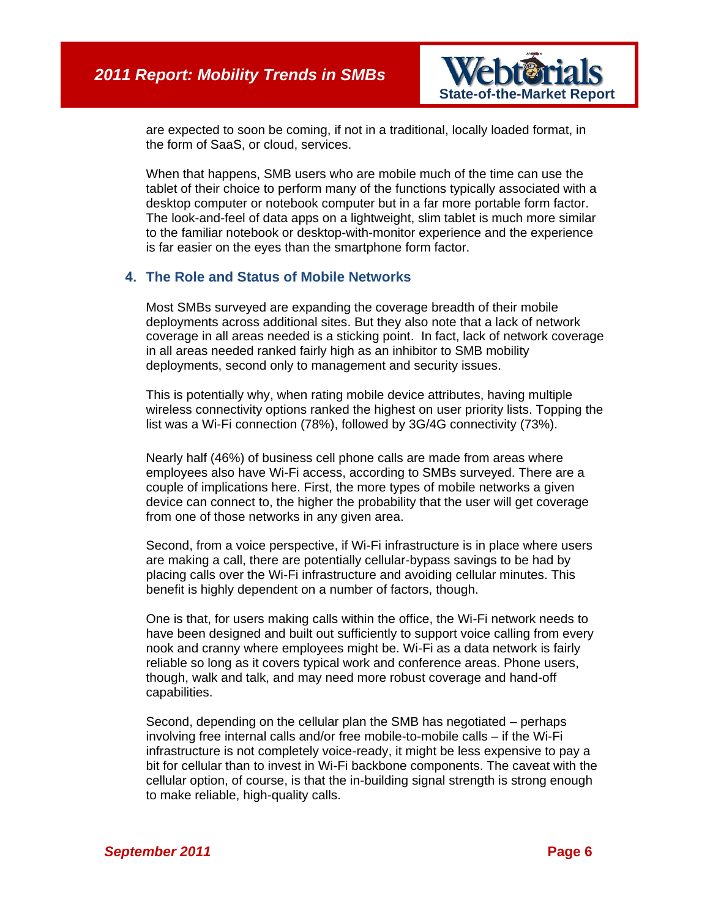are expected to soon be coming, if not in a traditional, locally loaded format, in the form of SaaS, or cloud, services.

When that happens, SMB users who are mobile much of the time can use the tablet of their choice to perform many of the functions typically associated with a desktop computer or notebook computer but in a far more portable form factor. The look-and-feel of data apps on a lightweight, slim tablet is much more similar to the familiar notebook or desktop-with-monitor experience and the experience is far easier on the eyes than the smartphone form factor.

## 4. The Role and Status of Mobile Networks

Most SMBs surveyed are expanding the coverage breadth of their mobile deployments across additional sites. But they also note that a lack of network coverage in all areas needed is a sticking point. In fact, lack of network coverage in all areas needed ranked fairly high as an inhibitor to SMB mobility deployments, second only to management and security issues.

This is potentially why, when rating mobile device attributes, having multiple wireless connectivity options ranked the highest on user priority lists. Topping the list was a Wi-Fi connection (78%), followed by 3G/4G connectivity (73%).

Nearly half (46%) of business cell phone calls are made from areas where employees also have Wi-Fi access, according to SMBs surveyed. There are a couple of implications here. First, the more types of mobile networks a given device can connect to, the higher the probability that the user will get coverage from one of those networks in any given area.

Second, from a voice perspective, if Wi-Fi infrastructure is in place where users are making a call, there are potentially cellular-bypass savings to be had by placing calls over the Wi-Fi infrastructure and avoiding cellular minutes. This benefit is highly dependent on a number of factors, though.

One is that, for users making calls within the office, the Wi-Fi network needs to have been designed and built out sufficiently to support voice calling from every nook and cranny where employees might be. Wi-Fi as a data network is fairly reliable so long as it covers typical work and conference areas. Phone users, though, walk and talk, and may need more robust coverage and hand-off capabilities.

Second, depending on the cellular plan the SMB has negotiated – perhaps involving free internal calls and/or free mobile-to-mobile calls – if the Wi-Fi infrastructure is not completely voice-ready, it might be less expensive to pay a bit for cellular than to invest in Wi-Fi backbone components. The caveat with the cellular option, of course, is that the in-building signal strength is strong enough to make reliable, high-quality calls.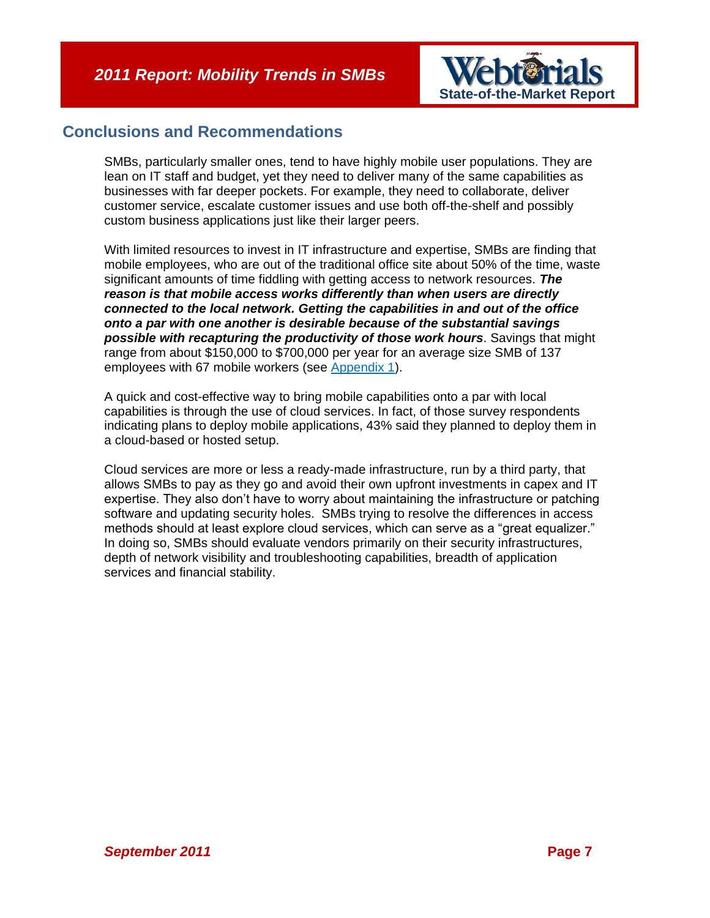## Conclusions and Recommendations

SMBs, particularly smaller ones, tend to have highly mobile user populations. They are lean on IT staff and budget, yet they need to deliver many of the same capabilities as businesses with far deeper pockets. For example, they need to collaborate, deliver customer service, escalate customer issues and use both off-the-shelf and possibly custom business applications just like their larger peers.

With limited resources to invest in IT infrastructure and expertise, SMBs are finding that mobile employees, who are out of the traditional office site about 50% of the time, waste significant amounts of time fiddling with getting access to network resources. ***The reason is that mobile access works differently than when users are directly connected to the local network. Getting the capabilities in and out of the office onto a par with one another is desirable because of the substantial savings possible with recapturing the productivity of those work hours***. Savings that might range from about $150,000 to $700,000 per year for an average size SMB of 137 employees with 67 mobile workers (see Appendix 1).

A quick and cost-effective way to bring mobile capabilities onto a par with local capabilities is through the use of cloud services. In fact, of those survey respondents indicating plans to deploy mobile applications, 43% said they planned to deploy them in a cloud-based or hosted setup.

Cloud services are more or less a ready-made infrastructure, run by a third party, that allows SMBs to pay as they go and avoid their own upfront investments in capex and IT expertise. They also don't have to worry about maintaining the infrastructure or patching software and updating security holes. SMBs trying to resolve the differences in access methods should at least explore cloud services, which can serve as a "great equalizer." In doing so, SMBs should evaluate vendors primarily on their security infrastructures, depth of network visibility and troubleshooting capabilities, breadth of application services and financial stability.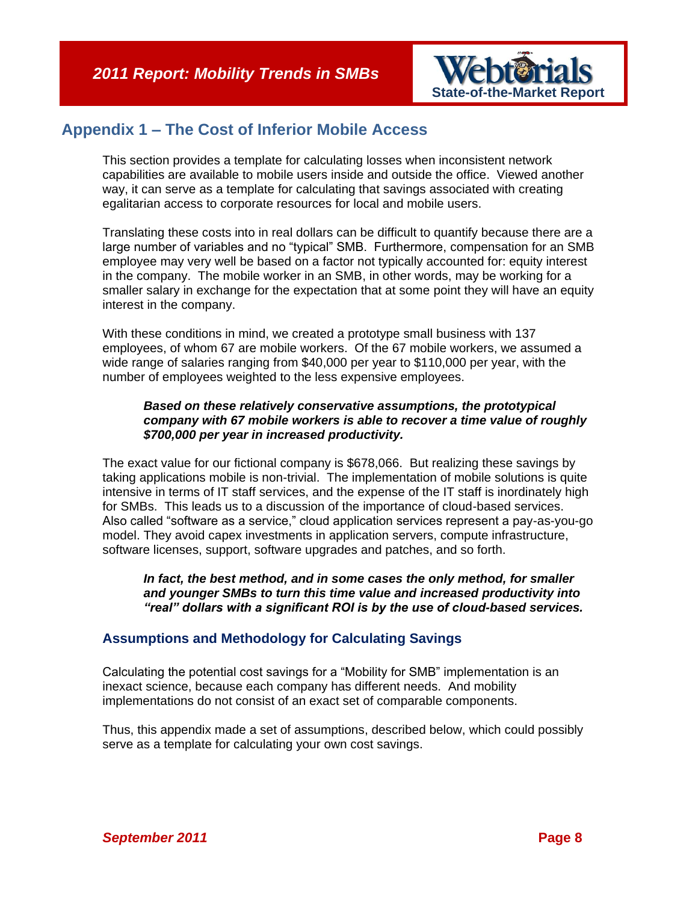## Appendix 1 – The Cost of Inferior Mobile Access

This section provides a template for calculating losses when inconsistent network capabilities are available to mobile users inside and outside the office. Viewed another way, it can serve as a template for calculating that savings associated with creating egalitarian access to corporate resources for local and mobile users.

Translating these costs into in real dollars can be difficult to quantify because there are a large number of variables and no "typical" SMB. Furthermore, compensation for an SMB employee may very well be based on a factor not typically accounted for: equity interest in the company. The mobile worker in an SMB, in other words, may be working for a smaller salary in exchange for the expectation that at some point they will have an equity interest in the company.

With these conditions in mind, we created a prototype small business with 137 employees, of whom 67 are mobile workers. Of the 67 mobile workers, we assumed a wide range of salaries ranging from $40,000 per year to $110,000 per year, with the number of employees weighted to the less expensive employees.

> ***Based on these relatively conservative assumptions, the prototypical company with 67 mobile workers is able to recover a time value of roughly $700,000 per year in increased productivity.***

The exact value for our fictional company is $678,066. But realizing these savings by taking applications mobile is non-trivial. The implementation of mobile solutions is quite intensive in terms of IT staff services, and the expense of the IT staff is inordinately high for SMBs. This leads us to a discussion of the importance of cloud-based services. Also called "software as a service," cloud application services represent a pay-as-you-go model. They avoid capex investments in application servers, compute infrastructure, software licenses, support, software upgrades and patches, and so forth.

> ***In fact, the best method, and in some cases the only method, for smaller and younger SMBs to turn this time value and increased productivity into "real" dollars with a significant ROI is by the use of cloud-based services.***

### Assumptions and Methodology for Calculating Savings

Calculating the potential cost savings for a "Mobility for SMB" implementation is an inexact science, because each company has different needs. And mobility implementations do not consist of an exact set of comparable components.

Thus, this appendix made a set of assumptions, described below, which could possibly serve as a template for calculating your own cost savings.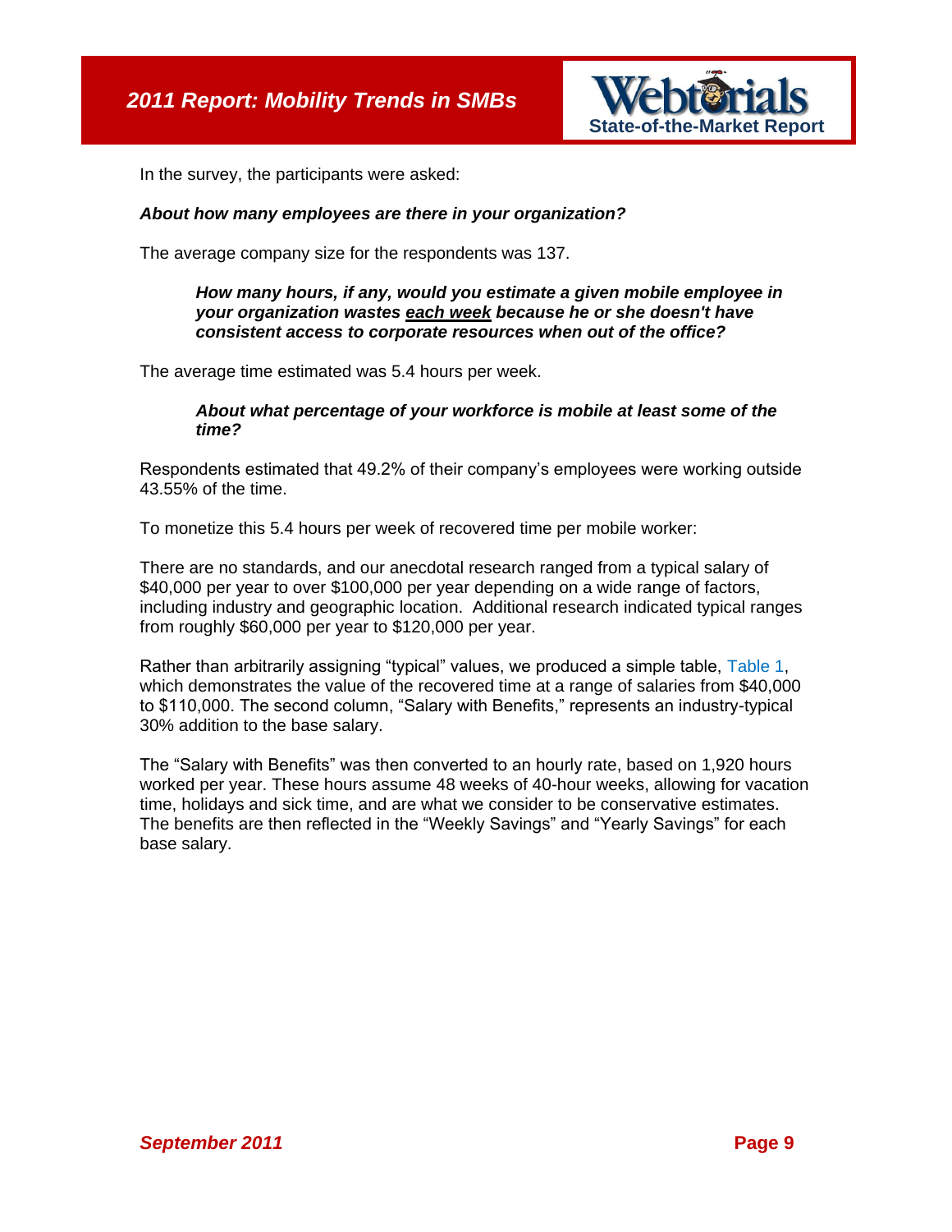In the survey, the participants were asked:

***About how many employees are there in your organization?***

The average company size for the respondents was 137.

> ***How many hours, if any, would you estimate a given mobile employee in your organization wastes <u>each week</u> because he or she doesn't have consistent access to corporate resources when out of the office?***

The average time estimated was 5.4 hours per week.

> ***About what percentage of your workforce is mobile at least some of the time?***

Respondents estimated that 49.2% of their company's employees were working outside 43.55% of the time.

To monetize this 5.4 hours per week of recovered time per mobile worker:

There are no standards, and our anecdotal research ranged from a typical salary of $40,000 per year to over $100,000 per year depending on a wide range of factors, including industry and geographic location. Additional research indicated typical ranges from roughly $60,000 per year to $120,000 per year.

Rather than arbitrarily assigning "typical" values, we produced a simple table, Table 1, which demonstrates the value of the recovered time at a range of salaries from $40,000 to $110,000. The second column, "Salary with Benefits," represents an industry-typical 30% addition to the base salary.

The "Salary with Benefits" was then converted to an hourly rate, based on 1,920 hours worked per year. These hours assume 48 weeks of 40-hour weeks, allowing for vacation time, holidays and sick time, and are what we consider to be conservative estimates. The benefits are then reflected in the "Weekly Savings" and "Yearly Savings" for each base salary.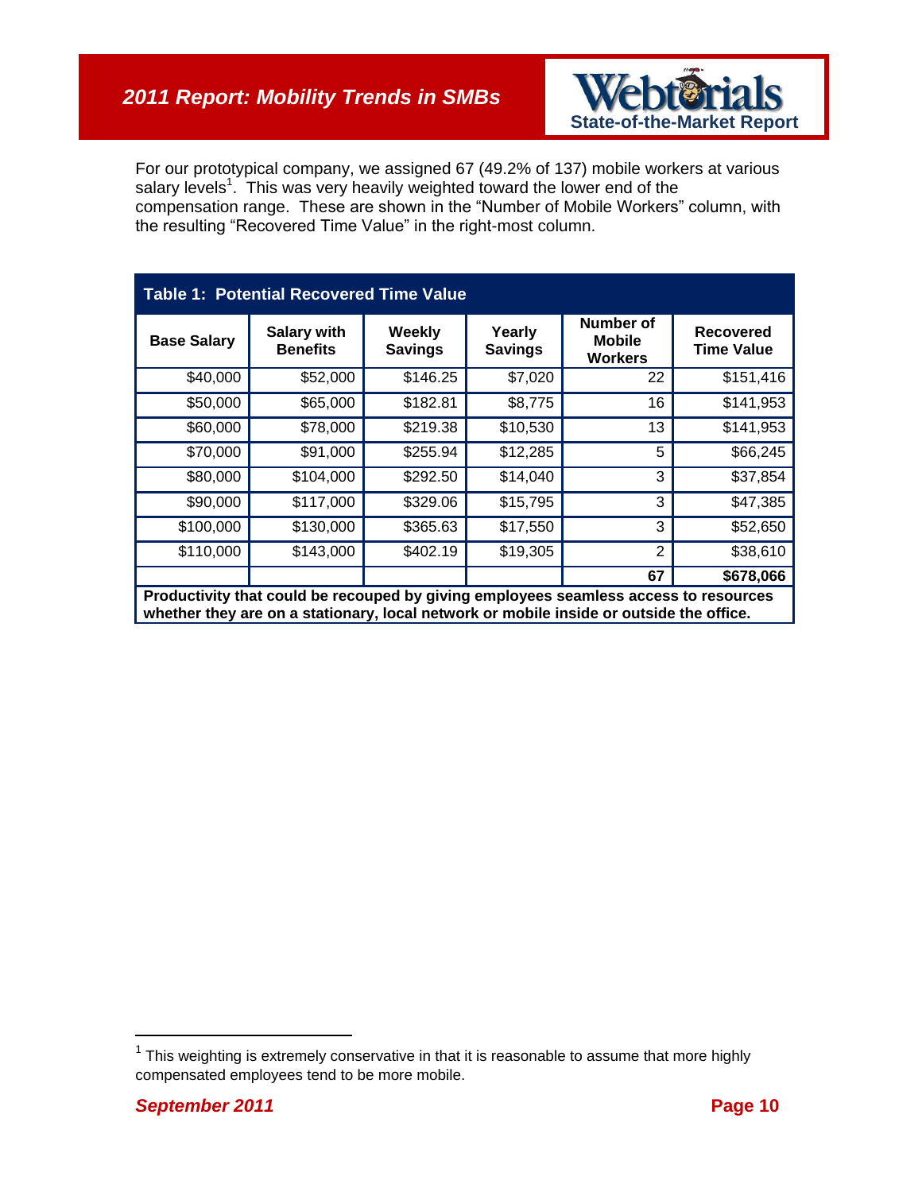For our prototypical company, we assigned 67 (49.2% of 137) mobile workers at various salary levels[1]. This was very heavily weighted toward the lower end of the compensation range. These are shown in the "Number of Mobile Workers" column, with the resulting "Recovered Time Value" in the right-most column.

**Table 1: Potential Recovered Time Value**

| Base Salary | Salary with Benefits | Weekly Savings | Yearly Savings | Number of Mobile Workers | Recovered Time Value |
|---|---|---|---|---|---|
| $40,000 | $52,000 | $146.25 | $7,020 | 22 | $151,416 |
| $50,000 | $65,000 | $182.81 | $8,775 | 16 | $141,953 |
| $60,000 | $78,000 | $219.38 | $10,530 | 13 | $141,953 |
| $70,000 | $91,000 | $255.94 | $12,285 | 5 | $66,245 |
| $80,000 | $104,000 | $292.50 | $14,040 | 3 | $37,854 |
| $90,000 | $117,000 | $329.06 | $15,795 | 3 | $47,385 |
| $100,000 | $130,000 | $365.63 | $17,550 | 3 | $52,650 |
| $110,000 | $143,000 | $402.19 | $19,305 | 2 | $38,610 |
| | | | | **67** | **$678,066** |

**Productivity that could be recouped by giving employees seamless access to resources whether they are on a stationary, local network or mobile inside or outside the office.**

[1] This weighting is extremely conservative in that it is reasonable to assume that more highly compensated employees tend to be more mobile.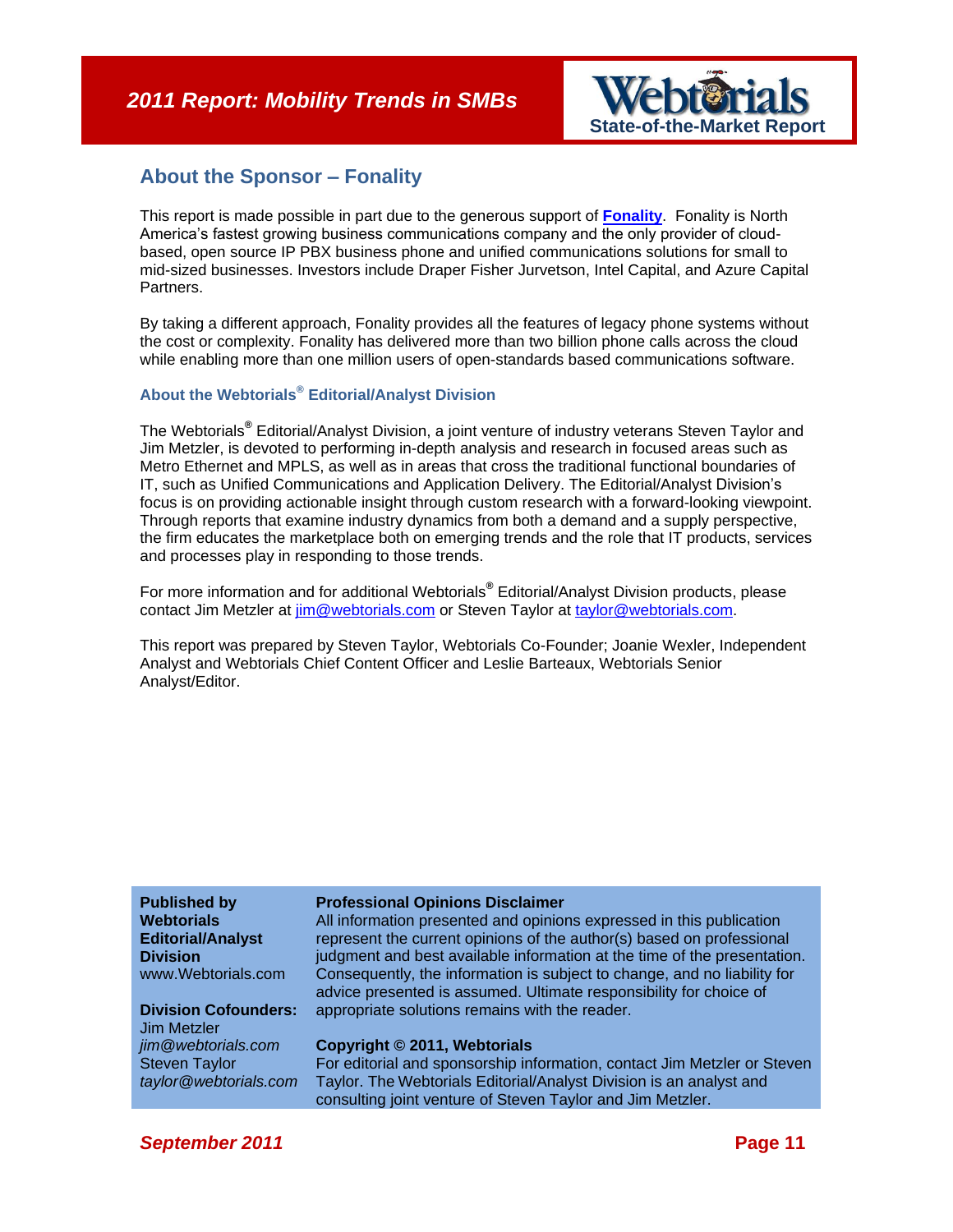## About the Sponsor – Fonality

This report is made possible in part due to the generous support of **Fonality**. Fonality is North America's fastest growing business communications company and the only provider of cloud-based, open source IP PBX business phone and unified communications solutions for small to mid-sized businesses. Investors include Draper Fisher Jurvetson, Intel Capital, and Azure Capital Partners.

By taking a different approach, Fonality provides all the features of legacy phone systems without the cost or complexity. Fonality has delivered more than two billion phone calls across the cloud while enabling more than one million users of open-standards based communications software.

### About the Webtorials® Editorial/Analyst Division

The Webtorials® Editorial/Analyst Division, a joint venture of industry veterans Steven Taylor and Jim Metzler, is devoted to performing in-depth analysis and research in focused areas such as Metro Ethernet and MPLS, as well as in areas that cross the traditional functional boundaries of IT, such as Unified Communications and Application Delivery. The Editorial/Analyst Division's focus is on providing actionable insight through custom research with a forward-looking viewpoint. Through reports that examine industry dynamics from both a demand and a supply perspective, the firm educates the marketplace both on emerging trends and the role that IT products, services and processes play in responding to those trends.

For more information and for additional Webtorials® Editorial/Analyst Division products, please contact Jim Metzler at jim@webtorials.com or Steven Taylor at taylor@webtorials.com.

This report was prepared by Steven Taylor, Webtorials Co-Founder; Joanie Wexler, Independent Analyst and Webtorials Chief Content Officer and Leslie Barteaux, Webtorials Senior Analyst/Editor.

**Published by Webtorials Editorial/Analyst Division**
www.Webtorials.com

**Division Cofounders:**
Jim Metzler
*jim@webtorials.com*
Steven Taylor
*taylor@webtorials.com*

**Professional Opinions Disclaimer**
All information presented and opinions expressed in this publication represent the current opinions of the author(s) based on professional judgment and best available information at the time of the presentation. Consequently, the information is subject to change, and no liability for advice presented is assumed. Ultimate responsibility for choice of appropriate solutions remains with the reader.

**Copyright © 2011, Webtorials**
For editorial and sponsorship information, contact Jim Metzler or Steven Taylor. The Webtorials Editorial/Analyst Division is an analyst and consulting joint venture of Steven Taylor and Jim Metzler.